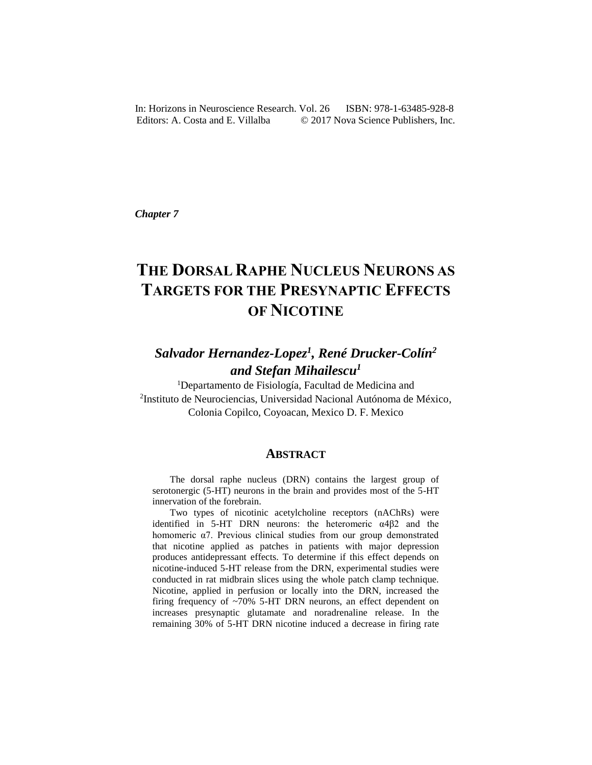In: Horizons in Neuroscience Research. Vol. 26 ISBN: 978-1-63485-928-8
Editors: A. Costa and E. Villalba © 2017 Nova Science Publishers, Inc.

*Chapter 7*

# THE DORSAL RAPHE NUCLEUS NEURONS AS TARGETS FOR THE PRESYNAPTIC EFFECTS OF NICOTINE

***Salvador Hernandez-Lopez[1], René Drucker-Colín[2] and Stefan Mihailescu[1]***

[1]Departamento de Fisiología, Facultad de Medicina and
[2]Instituto de Neurociencias, Universidad Nacional Autónoma de México, Colonia Copilco, Coyoacan, Mexico D. F. Mexico

## ABSTRACT

The dorsal raphe nucleus (DRN) contains the largest group of serotonergic (5-HT) neurons in the brain and provides most of the 5-HT innervation of the forebrain.

Two types of nicotinic acetylcholine receptors (nAChRs) were identified in 5-HT DRN neurons: the heteromeric α4β2 and the homomeric α7. Previous clinical studies from our group demonstrated that nicotine applied as patches in patients with major depression produces antidepressant effects. To determine if this effect depends on nicotine-induced 5-HT release from the DRN, experimental studies were conducted in rat midbrain slices using the whole patch clamp technique. Nicotine, applied in perfusion or locally into the DRN, increased the firing frequency of ~70% 5-HT DRN neurons, an effect dependent on increases presynaptic glutamate and noradrenaline release. In the remaining 30% of 5-HT DRN nicotine induced a decrease in firing rate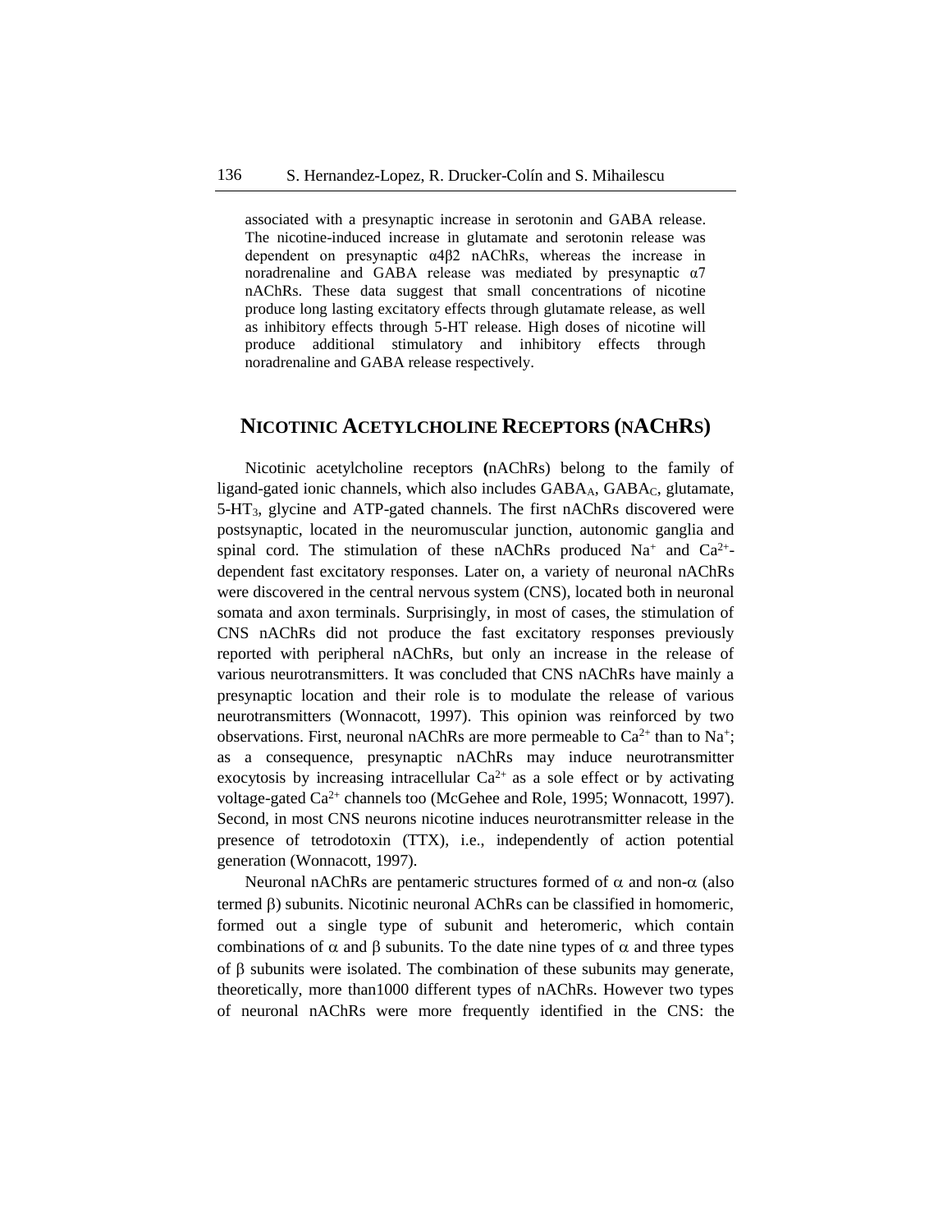associated with a presynaptic increase in serotonin and GABA release. The nicotine-induced increase in glutamate and serotonin release was dependent on presynaptic α4β2 nAChRs, whereas the increase in noradrenaline and GABA release was mediated by presynaptic α7 nAChRs. These data suggest that small concentrations of nicotine produce long lasting excitatory effects through glutamate release, as well as inhibitory effects through 5-HT release. High doses of nicotine will produce additional stimulatory and inhibitory effects through noradrenaline and GABA release respectively.

## NICOTINIC ACETYLCHOLINE RECEPTORS (NACHRS)

Nicotinic acetylcholine receptors **(**nAChRs) belong to the family of ligand-gated ionic channels, which also includes $GABA_A$, $GABA_C$, glutamate, 5-$HT_3$, glycine and ATP-gated channels. The first nAChRs discovered were postsynaptic, located in the neuromuscular junction, autonomic ganglia and spinal cord. The stimulation of these nAChRs produced $Na^+$ and $Ca^{2+}$-dependent fast excitatory responses. Later on, a variety of neuronal nAChRs were discovered in the central nervous system (CNS), located both in neuronal somata and axon terminals. Surprisingly, in most of cases, the stimulation of CNS nAChRs did not produce the fast excitatory responses previously reported with peripheral nAChRs, but only an increase in the release of various neurotransmitters. It was concluded that CNS nAChRs have mainly a presynaptic location and their role is to modulate the release of various neurotransmitters (Wonnacott, 1997). This opinion was reinforced by two observations. First, neuronal nAChRs are more permeable to $Ca^{2+}$ than to $Na^+$; as a consequence, presynaptic nAChRs may induce neurotransmitter exocytosis by increasing intracellular $Ca^{2+}$ as a sole effect or by activating voltage-gated $Ca^{2+}$ channels too (McGehee and Role, 1995; Wonnacott, 1997). Second, in most CNS neurons nicotine induces neurotransmitter release in the presence of tetrodotoxin (TTX), i.e., independently of action potential generation (Wonnacott, 1997).

Neuronal nAChRs are pentameric structures formed of $\alpha$ and non-$\alpha$ (also termed $\beta$) subunits. Nicotinic neuronal AChRs can be classified in homomeric, formed out a single type of subunit and heteromeric, which contain combinations of $\alpha$ and $\beta$ subunits. To the date nine types of $\alpha$ and three types of $\beta$ subunits were isolated. The combination of these subunits may generate, theoretically, more than1000 different types of nAChRs. However two types of neuronal nAChRs were more frequently identified in the CNS: the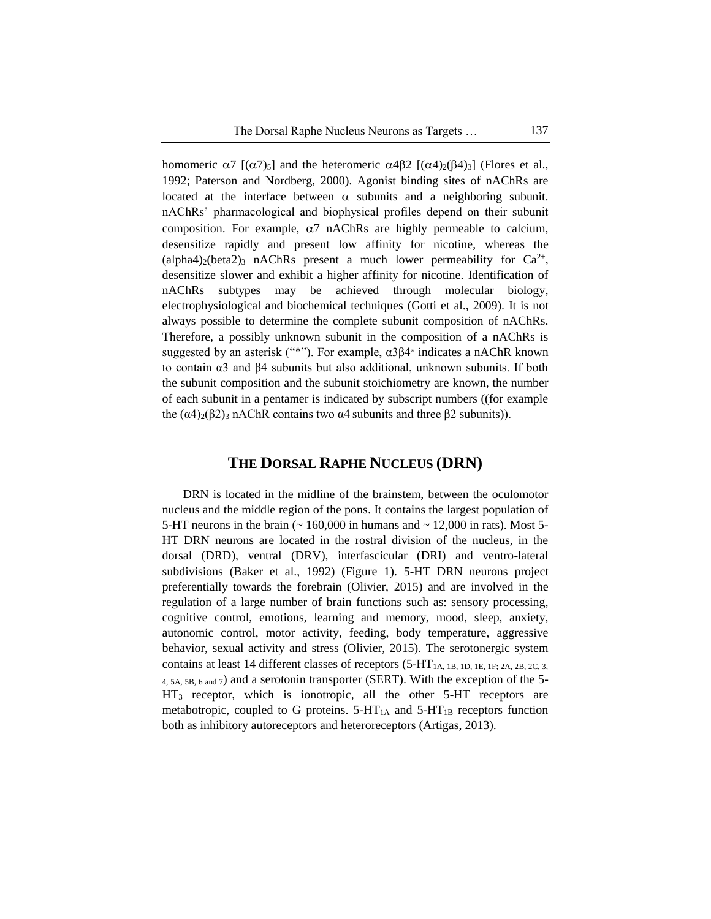homomeric $\alpha7$ [$(\alpha7)_5$] and the heteromeric $\alpha4\beta2$ [$(\alpha4)_2(\beta4)_3$] (Flores et al., 1992; Paterson and Nordberg, 2000). Agonist binding sites of nAChRs are located at the interface between $\alpha$ subunits and a neighboring subunit. nAChRs' pharmacological and biophysical profiles depend on their subunit composition. For example, $\alpha7$ nAChRs are highly permeable to calcium, desensitize rapidly and present low affinity for nicotine, whereas the $(alpha4)_2(beta2)_3$ nAChRs present a much lower permeability for $Ca^{2+}$, desensitize slower and exhibit a higher affinity for nicotine. Identification of nAChRs subtypes may be achieved through molecular biology, electrophysiological and biochemical techniques (Gotti et al., 2009). It is not always possible to determine the complete subunit composition of nAChRs. Therefore, a possibly unknown subunit in the composition of a nAChRs is suggested by an asterisk ("*"). For example, $\alpha3\beta4^*$ indicates a nAChR known to contain $\alpha3$ and $\beta4$ subunits but also additional, unknown subunits. If both the subunit composition and the subunit stoichiometry are known, the number of each subunit in a pentamer is indicated by subscript numbers ((for example the $(\alpha4)_2(\beta2)_3$ nAChR contains two $\alpha4$ subunits and three $\beta2$ subunits)).

## THE DORSAL RAPHE NUCLEUS (DRN)

DRN is located in the midline of the brainstem, between the oculomotor nucleus and the middle region of the pons. It contains the largest population of 5-HT neurons in the brain (~ 160,000 in humans and ~ 12,000 in rats). Most 5-HT DRN neurons are located in the rostral division of the nucleus, in the dorsal (DRD), ventral (DRV), interfascicular (DRI) and ventro-lateral subdivisions (Baker et al., 1992) (Figure 1). 5-HT DRN neurons project preferentially towards the forebrain (Olivier, 2015) and are involved in the regulation of a large number of brain functions such as: sensory processing, cognitive control, emotions, learning and memory, mood, sleep, anxiety, autonomic control, motor activity, feeding, body temperature, aggressive behavior, sexual activity and stress (Olivier, 2015). The serotonergic system contains at least 14 different classes of receptors ($5\text{-}HT_{1A,\ 1B,\ 1D,\ 1E,\ 1F;\ 2A,\ 2B,\ 2C,\ 3,\ 4,\ 5A,\ 5B,\ 6\ and\ 7}$) and a serotonin transporter (SERT). With the exception of the $5\text{-}HT_3$ receptor, which is ionotropic, all the other 5-HT receptors are metabotropic, coupled to G proteins. $5\text{-}HT_{1A}$ and $5\text{-}HT_{1B}$ receptors function both as inhibitory autoreceptors and heteroreceptors (Artigas, 2013).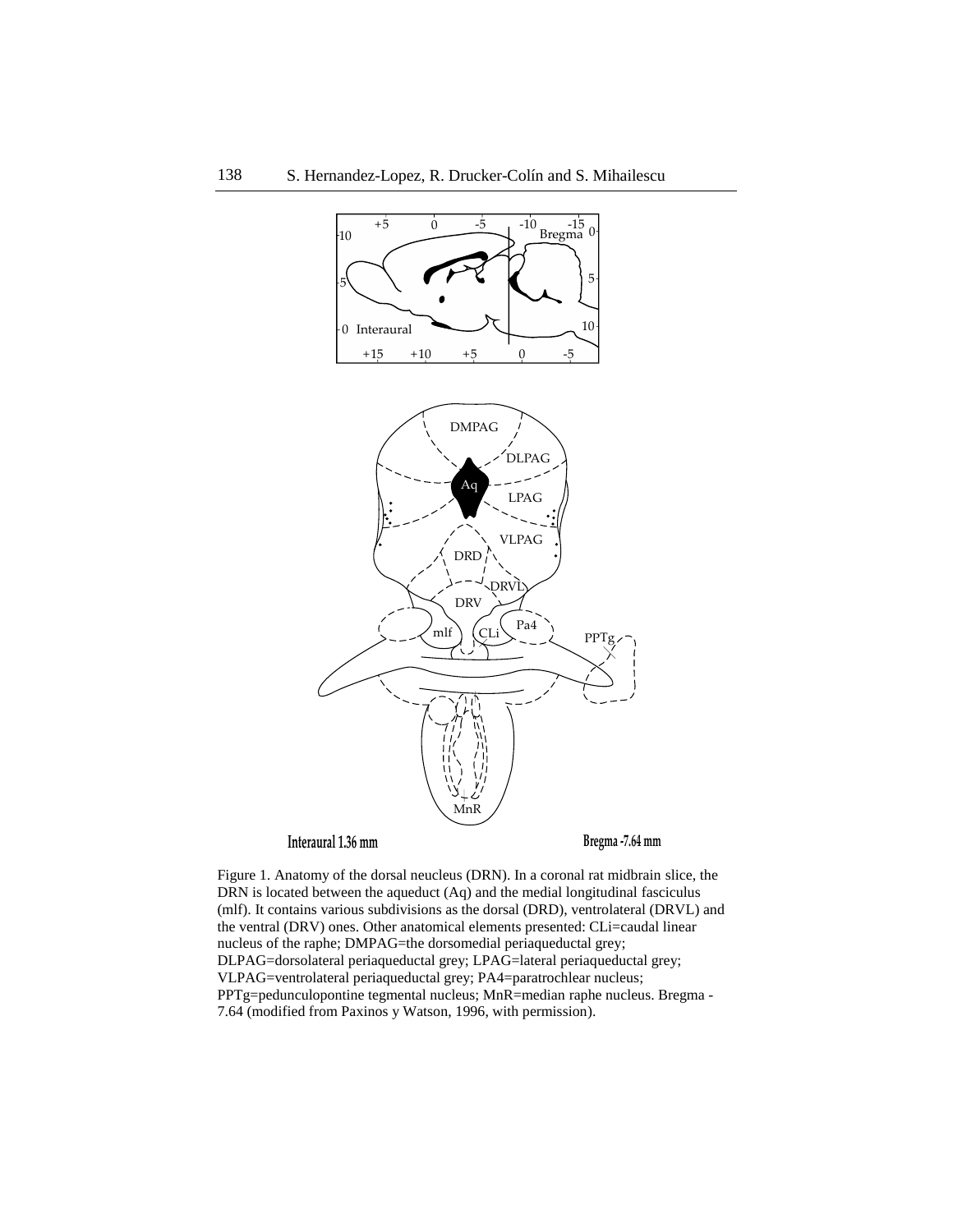Figure 1. Anatomy of the dorsal neucleus (DRN). In a coronal rat midbrain slice, the DRN is located between the aqueduct (Aq) and the medial longitudinal fasciculus (mlf). It contains various subdivisions as the dorsal (DRD), ventrolateral (DRVL) and the ventral (DRV) ones. Other anatomical elements presented: CLi=caudal linear nucleus of the raphe; DMPAG=the dorsomedial periaqueductal grey; DLPAG=dorsolateral periaqueductal grey; LPAG=lateral periaqueductal grey; VLPAG=ventrolateral periaqueductal grey; PA4=paratrochlear nucleus; PPTg=pedunculopontine tegmental nucleus; MnR=median raphe nucleus. Bregma -7.64 (modified from Paxinos y Watson, 1996, with permission).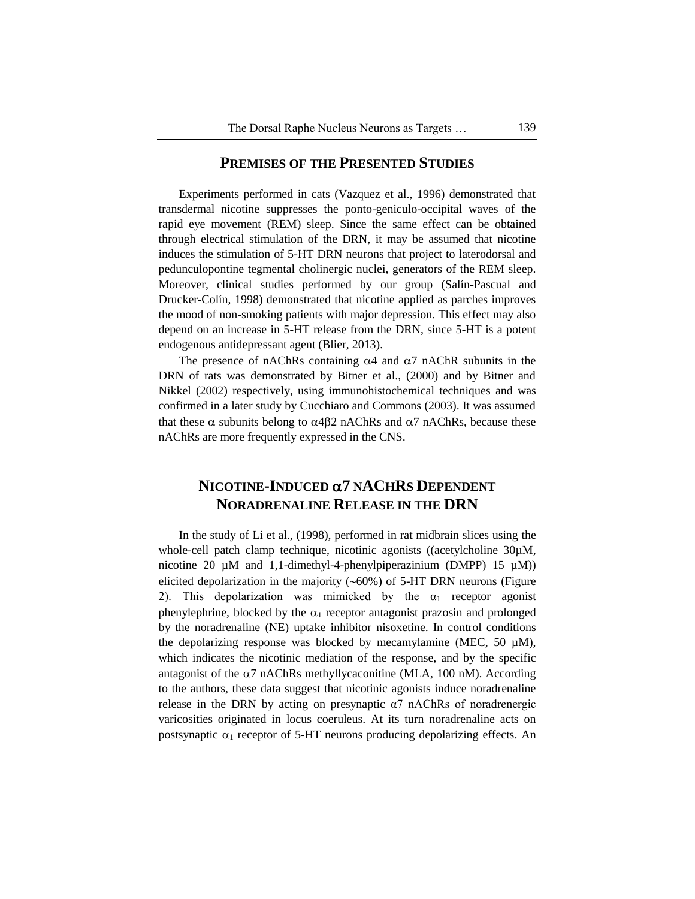## PREMISES OF THE PRESENTED STUDIES

Experiments performed in cats (Vazquez et al., 1996) demonstrated that transdermal nicotine suppresses the ponto-geniculo-occipital waves of the rapid eye movement (REM) sleep. Since the same effect can be obtained through electrical stimulation of the DRN, it may be assumed that nicotine induces the stimulation of 5-HT DRN neurons that project to laterodorsal and pedunculopontine tegmental cholinergic nuclei, generators of the REM sleep. Moreover, clinical studies performed by our group (Salín-Pascual and Drucker-Colín, 1998) demonstrated that nicotine applied as parches improves the mood of non-smoking patients with major depression. This effect may also depend on an increase in 5-HT release from the DRN, since 5-HT is a potent endogenous antidepressant agent (Blier, 2013).

The presence of nAChRs containing $\alpha4$ and $\alpha7$ nAChR subunits in the DRN of rats was demonstrated by Bitner et al., (2000) and by Bitner and Nikkel (2002) respectively, using immunohistochemical techniques and was confirmed in a later study by Cucchiaro and Commons (2003). It was assumed that these $\alpha$ subunits belong to $\alpha4\beta2$ nAChRs and $\alpha7$ nAChRs, because these nAChRs are more frequently expressed in the CNS.

## NICOTINE-INDUCED $\alpha$7 NACHRS DEPENDENT NORADRENALINE RELEASE IN THE DRN

In the study of Li et al., (1998), performed in rat midbrain slices using the whole-cell patch clamp technique, nicotinic agonists ((acetylcholine 30µM, nicotine 20 µM and 1,1-dimethyl-4-phenylpiperazinium (DMPP) 15 µM)) elicited depolarization in the majority (~60%) of 5-HT DRN neurons (Figure 2). This depolarization was mimicked by the $\alpha_1$ receptor agonist phenylephrine, blocked by the $\alpha_1$ receptor antagonist prazosin and prolonged by the noradrenaline (NE) uptake inhibitor nisoxetine. In control conditions the depolarizing response was blocked by mecamylamine (MEC, 50 µM), which indicates the nicotinic mediation of the response, and by the specific antagonist of the $\alpha7$ nAChRs methyllycaconitine (MLA, 100 nM). According to the authors, these data suggest that nicotinic agonists induce noradrenaline release in the DRN by acting on presynaptic $\alpha7$ nAChRs of noradrenergic varicosities originated in locus coeruleus. At its turn noradrenaline acts on postsynaptic $\alpha_1$ receptor of 5-HT neurons producing depolarizing effects. An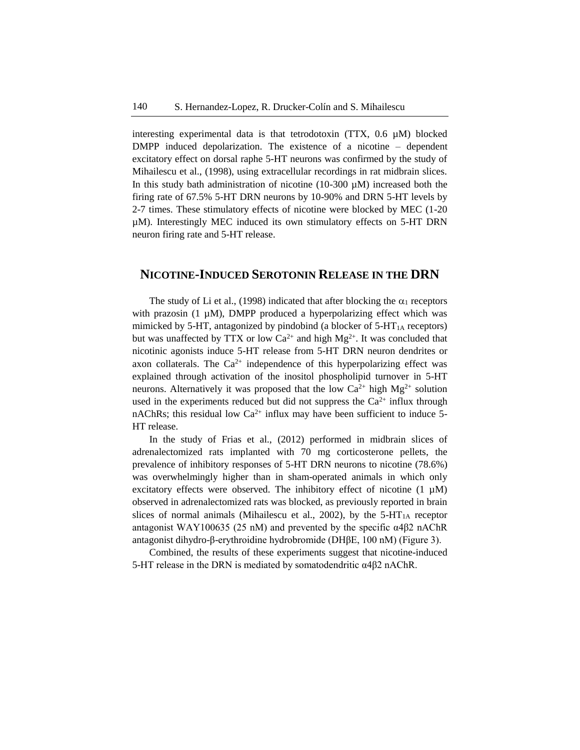interesting experimental data is that tetrodotoxin (TTX, 0.6 µM) blocked DMPP induced depolarization. The existence of a nicotine – dependent excitatory effect on dorsal raphe 5-HT neurons was confirmed by the study of Mihailescu et al., (1998), using extracellular recordings in rat midbrain slices. In this study bath administration of nicotine (10-300 µM) increased both the firing rate of 67.5% 5-HT DRN neurons by 10-90% and DRN 5-HT levels by 2-7 times. These stimulatory effects of nicotine were blocked by MEC (1-20 µM). Interestingly MEC induced its own stimulatory effects on 5-HT DRN neuron firing rate and 5-HT release.

## NICOTINE-INDUCED SEROTONIN RELEASE IN THE DRN

The study of Li et al., (1998) indicated that after blocking the $\alpha_1$ receptors with prazosin (1 µM), DMPP produced a hyperpolarizing effect which was mimicked by 5-HT, antagonized by pindobind (a blocker of 5-HT$_{1A}$ receptors) but was unaffected by TTX or low $Ca^{2+}$ and high $Mg^{2+}$. It was concluded that nicotinic agonists induce 5-HT release from 5-HT DRN neuron dendrites or axon collaterals. The $Ca^{2+}$ independence of this hyperpolarizing effect was explained through activation of the inositol phospholipid turnover in 5-HT neurons. Alternatively it was proposed that the low $Ca^{2+}$ high $Mg^{2+}$ solution used in the experiments reduced but did not suppress the $Ca^{2+}$ influx through nAChRs; this residual low $Ca^{2+}$ influx may have been sufficient to induce 5-HT release.

In the study of Frias et al., (2012) performed in midbrain slices of adrenalectomized rats implanted with 70 mg corticosterone pellets, the prevalence of inhibitory responses of 5-HT DRN neurons to nicotine (78.6%) was overwhelmingly higher than in sham-operated animals in which only excitatory effects were observed. The inhibitory effect of nicotine (1 µM) observed in adrenalectomized rats was blocked, as previously reported in brain slices of normal animals (Mihailescu et al., 2002), by the 5-HT$_{1A}$ receptor antagonist WAY100635 (25 nM) and prevented by the specific α4β2 nAChR antagonist dihydro-β-erythroidine hydrobromide (DHβE, 100 nM) (Figure 3).

Combined, the results of these experiments suggest that nicotine-induced 5-HT release in the DRN is mediated by somatodendritic α4β2 nAChR.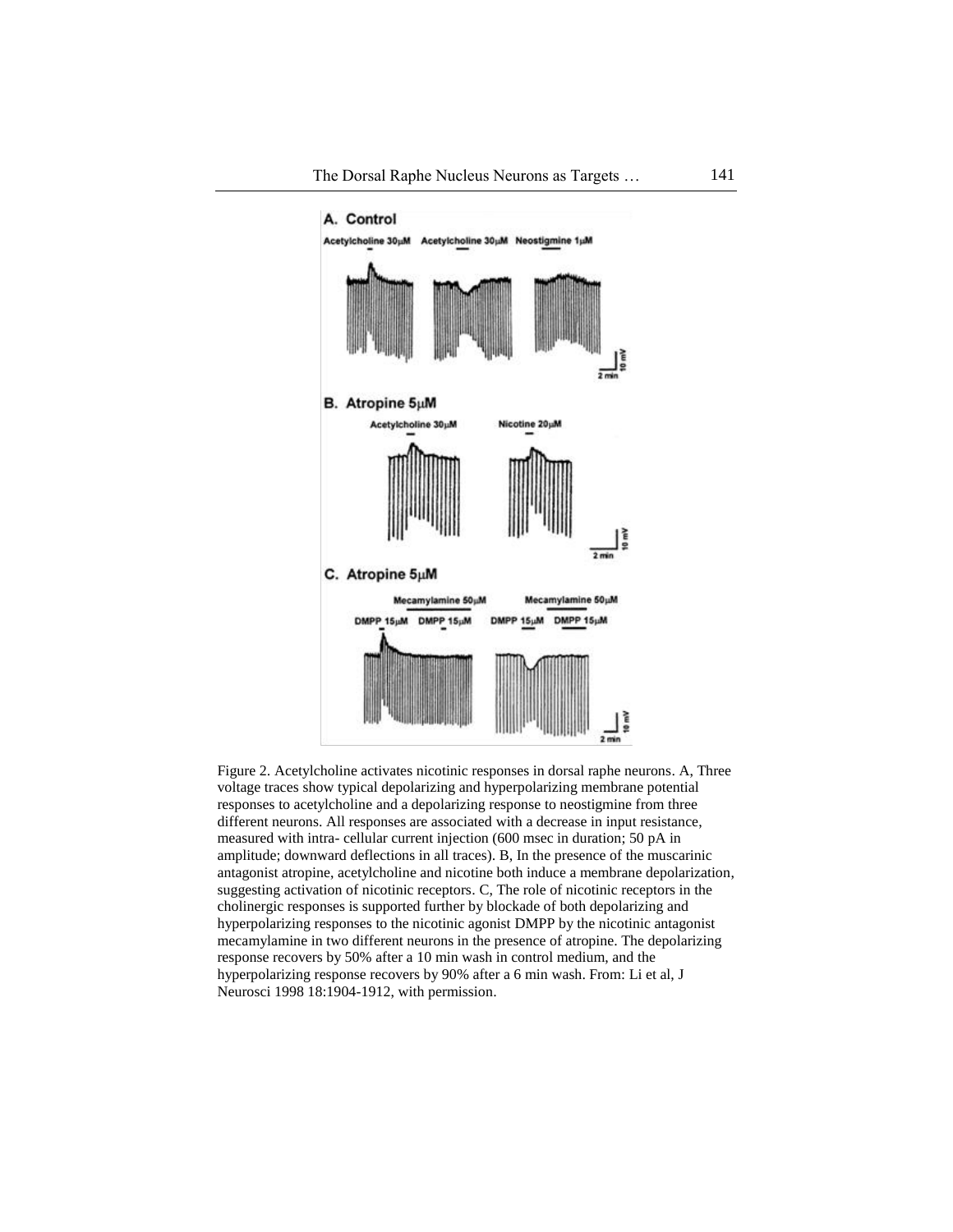Figure 2. Acetylcholine activates nicotinic responses in dorsal raphe neurons. A, Three voltage traces show typical depolarizing and hyperpolarizing membrane potential responses to acetylcholine and a depolarizing response to neostigmine from three different neurons. All responses are associated with a decrease in input resistance, measured with intra- cellular current injection (600 msec in duration; 50 pA in amplitude; downward deflections in all traces). B, In the presence of the muscarinic antagonist atropine, acetylcholine and nicotine both induce a membrane depolarization, suggesting activation of nicotinic receptors. C, The role of nicotinic receptors in the cholinergic responses is supported further by blockade of both depolarizing and hyperpolarizing responses to the nicotinic agonist DMPP by the nicotinic antagonist mecamylamine in two different neurons in the presence of atropine. The depolarizing response recovers by 50% after a 10 min wash in control medium, and the hyperpolarizing response recovers by 90% after a 6 min wash. From: Li et al, J Neurosci 1998 18:1904-1912, with permission.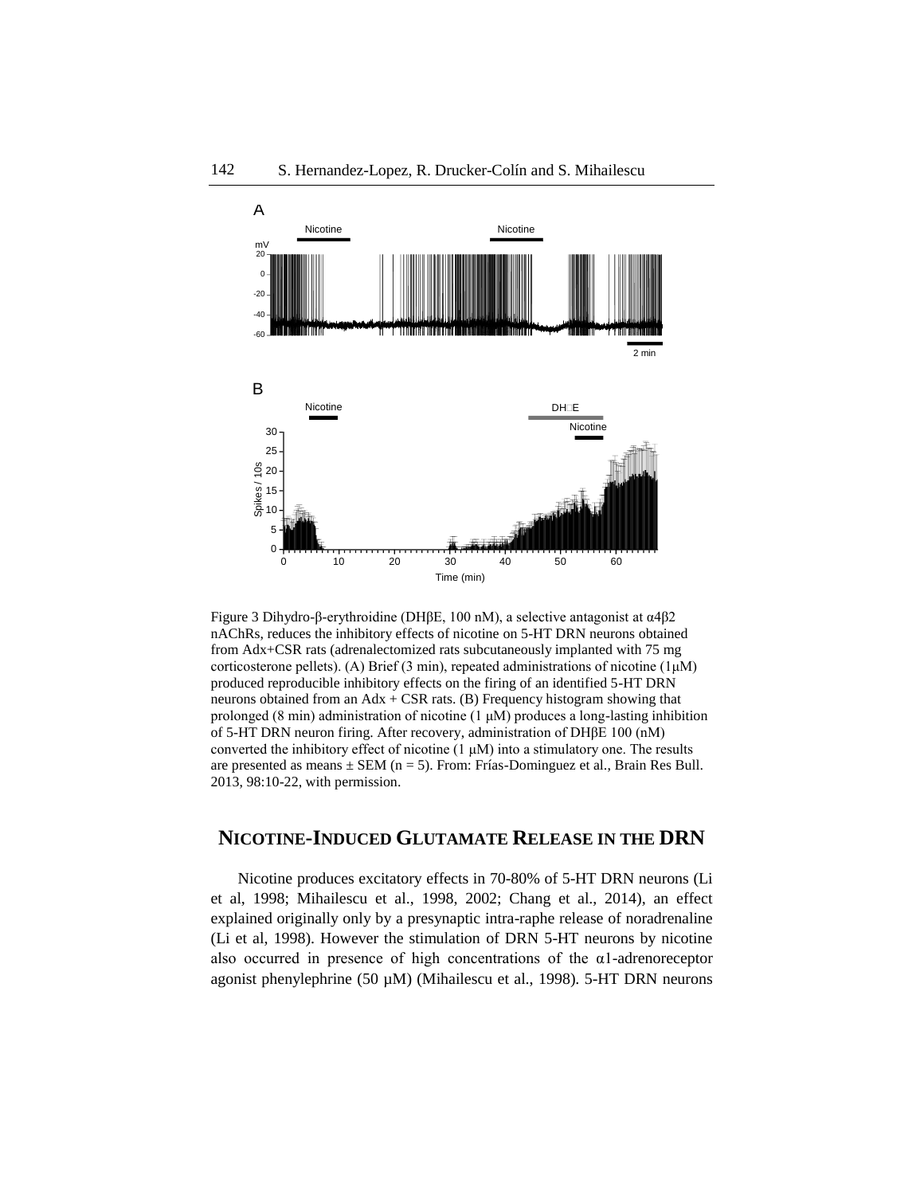Figure 3 Dihydro-β-erythroidine (DHβE, 100 nM), a selective antagonist at α4β2 nAChRs, reduces the inhibitory effects of nicotine on 5-HT DRN neurons obtained from Adx+CSR rats (adrenalectomized rats subcutaneously implanted with 75 mg corticosterone pellets). (A) Brief (3 min), repeated administrations of nicotine (1μM) produced reproducible inhibitory effects on the firing of an identified 5-HT DRN neurons obtained from an Adx + CSR rats. (B) Frequency histogram showing that prolonged (8 min) administration of nicotine (1 μM) produces a long-lasting inhibition of 5-HT DRN neuron firing. After recovery, administration of DHβE 100 (nM) converted the inhibitory effect of nicotine (1 μM) into a stimulatory one. The results are presented as means ± SEM (n = 5). From: Frías-Dominguez et al., Brain Res Bull. 2013, 98:10-22, with permission.

## NICOTINE-INDUCED GLUTAMATE RELEASE IN THE DRN

Nicotine produces excitatory effects in 70-80% of 5-HT DRN neurons (Li et al, 1998; Mihailescu et al., 1998, 2002; Chang et al., 2014), an effect explained originally only by a presynaptic intra-raphe release of noradrenaline (Li et al, 1998). However the stimulation of DRN 5-HT neurons by nicotine also occurred in presence of high concentrations of the α1-adrenoreceptor agonist phenylephrine (50 μM) (Mihailescu et al., 1998). 5-HT DRN neurons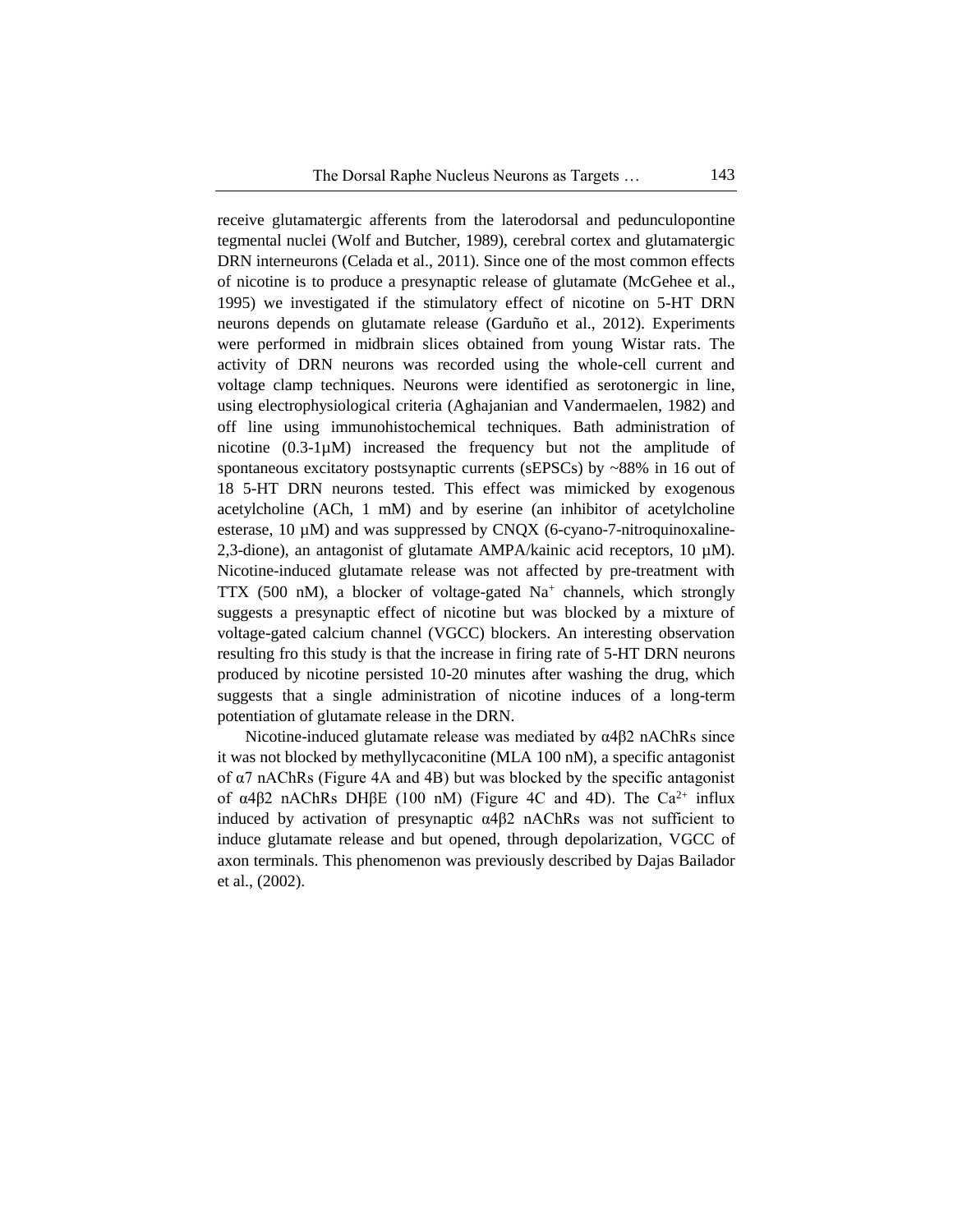receive glutamatergic afferents from the laterodorsal and pedunculopontine tegmental nuclei (Wolf and Butcher, 1989), cerebral cortex and glutamatergic DRN interneurons (Celada et al., 2011). Since one of the most common effects of nicotine is to produce a presynaptic release of glutamate (McGehee et al., 1995) we investigated if the stimulatory effect of nicotine on 5-HT DRN neurons depends on glutamate release (Garduño et al., 2012). Experiments were performed in midbrain slices obtained from young Wistar rats. The activity of DRN neurons was recorded using the whole-cell current and voltage clamp techniques. Neurons were identified as serotonergic in line, using electrophysiological criteria (Aghajanian and Vandermaelen, 1982) and off line using immunohistochemical techniques. Bath administration of nicotine (0.3-1µM) increased the frequency but not the amplitude of spontaneous excitatory postsynaptic currents (sEPSCs) by ~88% in 16 out of 18 5-HT DRN neurons tested. This effect was mimicked by exogenous acetylcholine (ACh, 1 mM) and by eserine (an inhibitor of acetylcholine esterase, 10 µM) and was suppressed by CNQX (6-cyano-7-nitroquinoxaline-2,3-dione), an antagonist of glutamate AMPA/kainic acid receptors, 10 µM). Nicotine-induced glutamate release was not affected by pre-treatment with TTX (500 nM), a blocker of voltage-gated $Na^{+}$ channels, which strongly suggests a presynaptic effect of nicotine but was blocked by a mixture of voltage-gated calcium channel (VGCC) blockers. An interesting observation resulting fro this study is that the increase in firing rate of 5-HT DRN neurons produced by nicotine persisted 10-20 minutes after washing the drug, which suggests that a single administration of nicotine induces of a long-term potentiation of glutamate release in the DRN.

Nicotine-induced glutamate release was mediated by α4β2 nAChRs since it was not blocked by methyllycaconitine (MLA 100 nM), a specific antagonist of α7 nAChRs (Figure 4A and 4B) but was blocked by the specific antagonist of α4β2 nAChRs DHβE (100 nM) (Figure 4C and 4D). The $Ca^{2+}$ influx induced by activation of presynaptic α4β2 nAChRs was not sufficient to induce glutamate release and but opened, through depolarization, VGCC of axon terminals. This phenomenon was previously described by Dajas Bailador et al., (2002).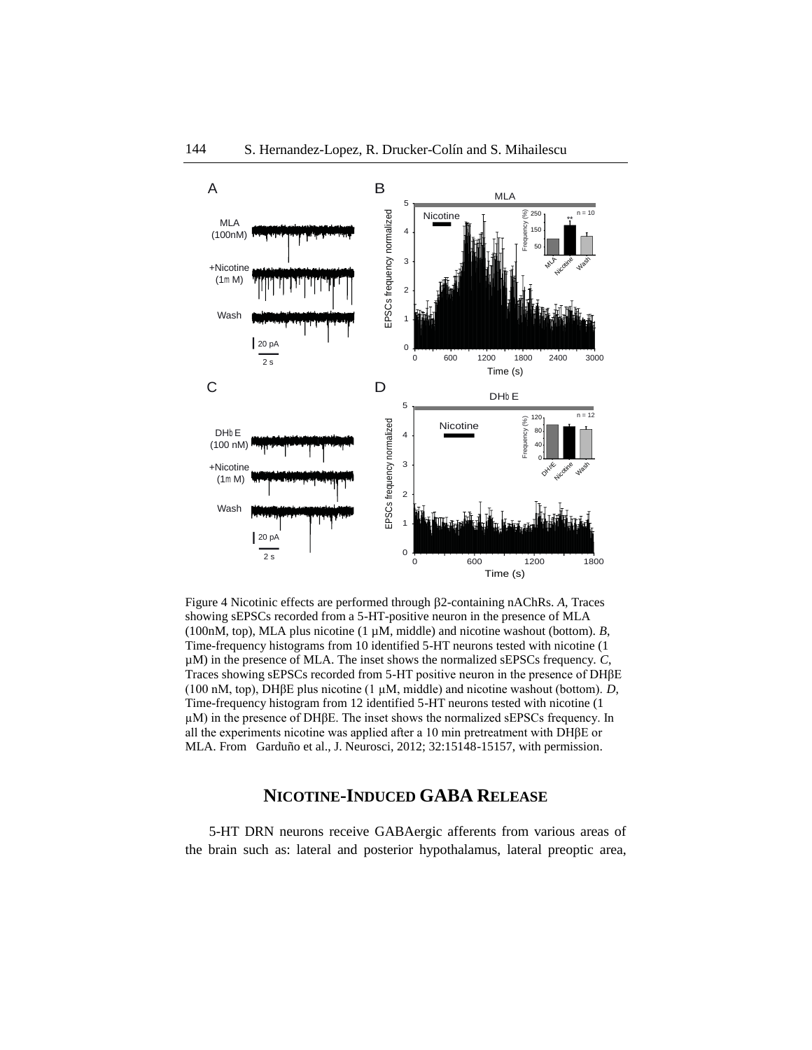Figure 4 Nicotinic effects are performed through β2-containing nAChRs. *A*, Traces showing sEPSCs recorded from a 5-HT-positive neuron in the presence of MLA (100nM, top), MLA plus nicotine (1 µM, middle) and nicotine washout (bottom). *B*, Time-frequency histograms from 10 identified 5-HT neurons tested with nicotine (1 µM) in the presence of MLA. The inset shows the normalized sEPSCs frequency. *C*, Traces showing sEPSCs recorded from 5-HT positive neuron in the presence of DHβE (100 nM, top), DHβE plus nicotine (1 µM, middle) and nicotine washout (bottom). *D*, Time-frequency histogram from 12 identified 5-HT neurons tested with nicotine (1 µM) in the presence of DHβE. The inset shows the normalized sEPSCs frequency. In all the experiments nicotine was applied after a 10 min pretreatment with DHβE or MLA. From Garduño et al., J. Neurosci, 2012; 32:15148-15157, with permission.

## NICOTINE-INDUCED GABA RELEASE

5-HT DRN neurons receive GABAergic afferents from various areas of the brain such as: lateral and posterior hypothalamus, lateral preoptic area,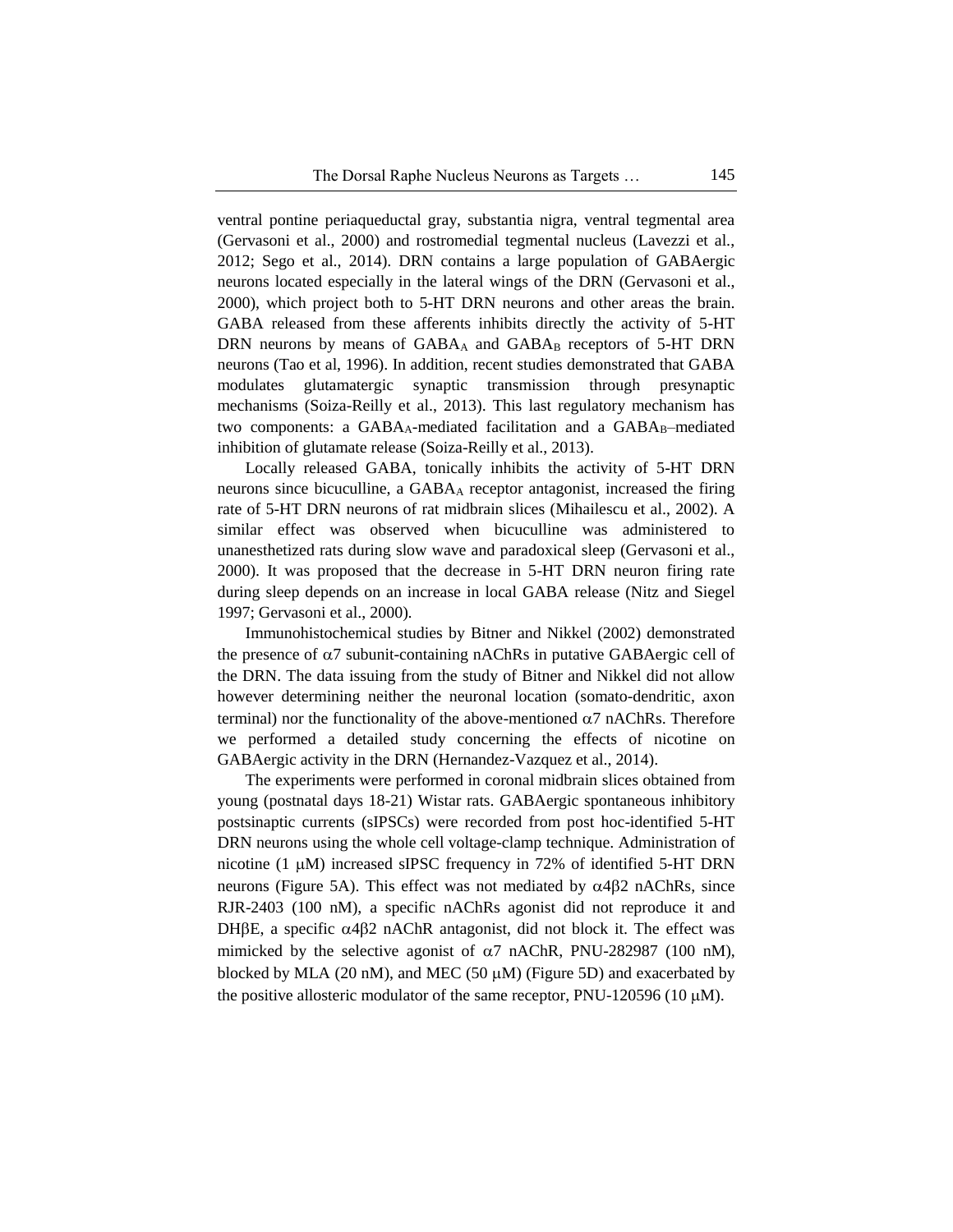ventral pontine periaqueductal gray, substantia nigra, ventral tegmental area (Gervasoni et al., 2000) and rostromedial tegmental nucleus (Lavezzi et al., 2012; Sego et al., 2014). DRN contains a large population of GABAergic neurons located especially in the lateral wings of the DRN (Gervasoni et al., 2000), which project both to 5-HT DRN neurons and other areas the brain. GABA released from these afferents inhibits directly the activity of 5-HT DRN neurons by means of $GABA_A$ and $GABA_B$ receptors of 5-HT DRN neurons (Tao et al, 1996). In addition, recent studies demonstrated that GABA modulates glutamatergic synaptic transmission through presynaptic mechanisms (Soiza-Reilly et al., 2013). This last regulatory mechanism has two components: a $GABA_A$-mediated facilitation and a $GABA_B$–mediated inhibition of glutamate release (Soiza-Reilly et al., 2013).

Locally released GABA, tonically inhibits the activity of 5-HT DRN neurons since bicuculline, a $GABA_A$ receptor antagonist, increased the firing rate of 5-HT DRN neurons of rat midbrain slices (Mihailescu et al., 2002). A similar effect was observed when bicuculline was administered to unanesthetized rats during slow wave and paradoxical sleep (Gervasoni et al., 2000). It was proposed that the decrease in 5-HT DRN neuron firing rate during sleep depends on an increase in local GABA release (Nitz and Siegel 1997; Gervasoni et al., 2000).

Immunohistochemical studies by Bitner and Nikkel (2002) demonstrated the presence of $\alpha7$ subunit-containing nAChRs in putative GABAergic cell of the DRN. The data issuing from the study of Bitner and Nikkel did not allow however determining neither the neuronal location (somato-dendritic, axon terminal) nor the functionality of the above-mentioned $\alpha7$ nAChRs. Therefore we performed a detailed study concerning the effects of nicotine on GABAergic activity in the DRN (Hernandez-Vazquez et al., 2014).

The experiments were performed in coronal midbrain slices obtained from young (postnatal days 18-21) Wistar rats. GABAergic spontaneous inhibitory postsinaptic currents (sIPSCs) were recorded from post hoc-identified 5-HT DRN neurons using the whole cell voltage-clamp technique. Administration of nicotine (1 $\mu$M) increased sIPSC frequency in 72% of identified 5-HT DRN neurons (Figure 5A). This effect was not mediated by $\alpha4\beta2$ nAChRs, since RJR-2403 (100 nM), a specific nAChRs agonist did not reproduce it and DH$\beta$E, a specific $\alpha4\beta2$ nAChR antagonist, did not block it. The effect was mimicked by the selective agonist of $\alpha7$ nAChR, PNU-282987 (100 nM), blocked by MLA (20 nM), and MEC (50 $\mu$M) (Figure 5D) and exacerbated by the positive allosteric modulator of the same receptor, PNU-120596 (10 $\mu$M).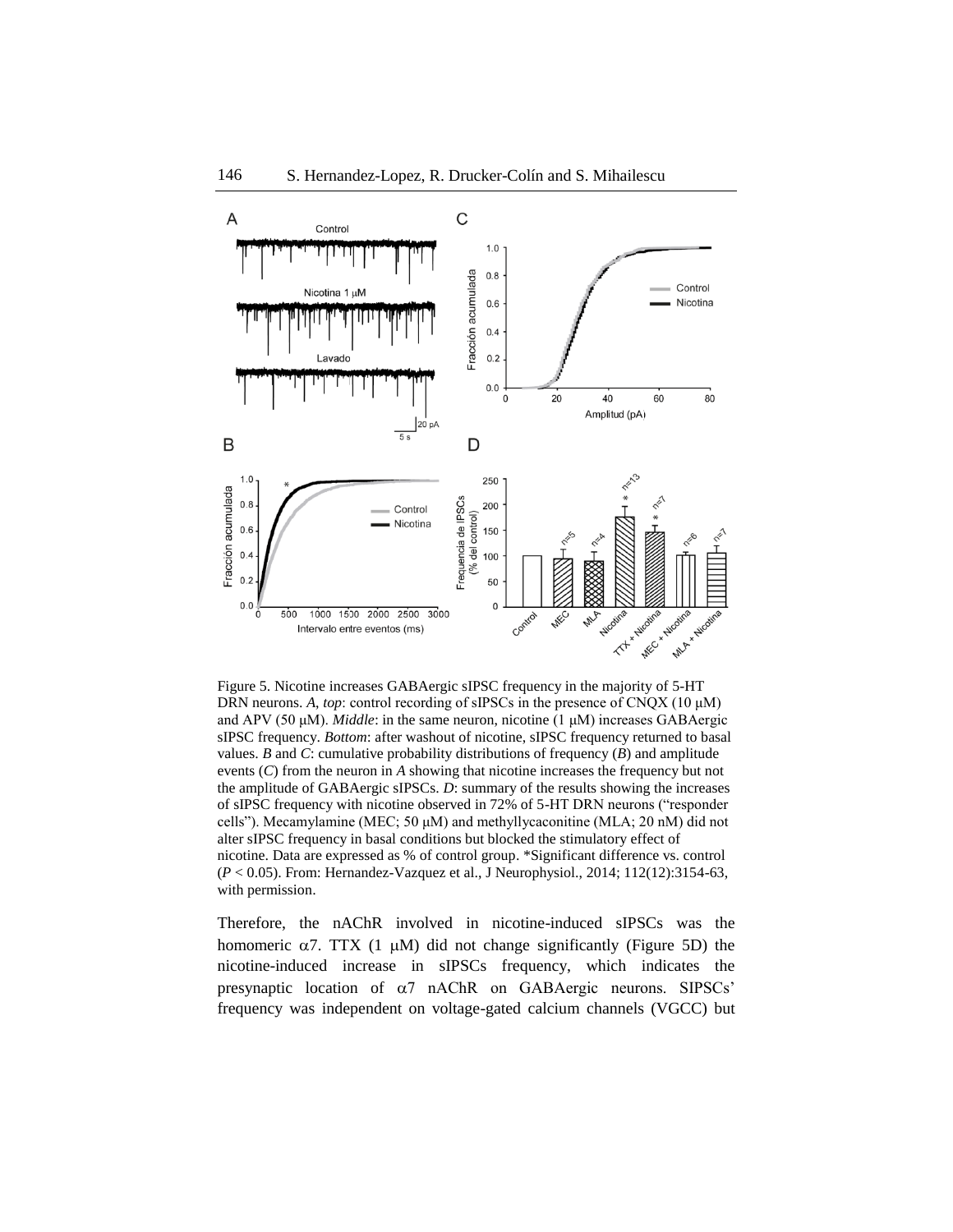Figure 5. Nicotine increases GABAergic sIPSC frequency in the majority of 5-HT DRN neurons. *A*, *top*: control recording of sIPSCs in the presence of CNQX (10 μM) and APV (50 μM). *Middle*: in the same neuron, nicotine (1 μM) increases GABAergic sIPSC frequency. *Bottom*: after washout of nicotine, sIPSC frequency returned to basal values. *B* and *C*: cumulative probability distributions of frequency (*B*) and amplitude events (*C*) from the neuron in *A* showing that nicotine increases the frequency but not the amplitude of GABAergic sIPSCs. *D*: summary of the results showing the increases of sIPSC frequency with nicotine observed in 72% of 5-HT DRN neurons ("responder cells"). Mecamylamine (MEC; 50 μM) and methyllycaconitine (MLA; 20 nM) did not alter sIPSC frequency in basal conditions but blocked the stimulatory effect of nicotine. Data are expressed as % of control group. *Significant difference vs. control ($P < 0.05$). From: Hernandez-Vazquez et al., J Neurophysiol., 2014; 112(12):3154-63, with permission.

Therefore, the nAChR involved in nicotine-induced sIPSCs was the homomeric α7. TTX (1 μM) did not change significantly (Figure 5D) the nicotine-induced increase in sIPSCs frequency, which indicates the presynaptic location of α7 nAChR on GABAergic neurons. SIPSCs' frequency was independent on voltage-gated calcium channels (VGCC) but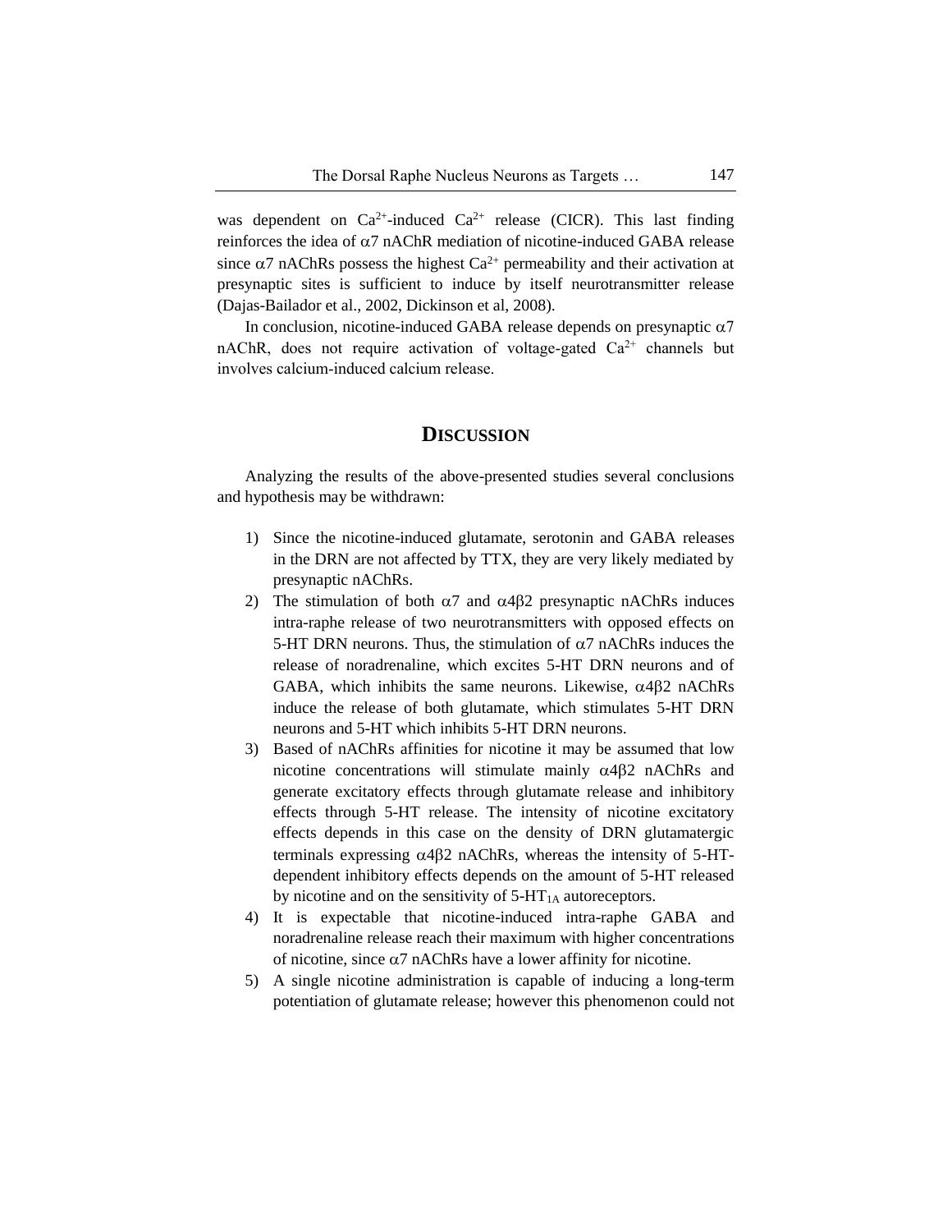was dependent on $Ca^{2+}$-induced $Ca^{2+}$ release (CICR). This last finding reinforces the idea of $\alpha$7 nAChR mediation of nicotine-induced GABA release since $\alpha$7 nAChRs possess the highest $Ca^{2+}$ permeability and their activation at presynaptic sites is sufficient to induce by itself neurotransmitter release (Dajas-Bailador et al., 2002, Dickinson et al, 2008).

In conclusion, nicotine-induced GABA release depends on presynaptic $\alpha$7 nAChR, does not require activation of voltage-gated $Ca^{2+}$ channels but involves calcium-induced calcium release.

## DISCUSSION

Analyzing the results of the above-presented studies several conclusions and hypothesis may be withdrawn:

1) Since the nicotine-induced glutamate, serotonin and GABA releases in the DRN are not affected by TTX, they are very likely mediated by presynaptic nAChRs.
2) The stimulation of both $\alpha$7 and $\alpha4\beta2$ presynaptic nAChRs induces intra-raphe release of two neurotransmitters with opposed effects on 5-HT DRN neurons. Thus, the stimulation of $\alpha$7 nAChRs induces the release of noradrenaline, which excites 5-HT DRN neurons and of GABA, which inhibits the same neurons. Likewise, $\alpha4\beta2$ nAChRs induce the release of both glutamate, which stimulates 5-HT DRN neurons and 5-HT which inhibits 5-HT DRN neurons.
3) Based of nAChRs affinities for nicotine it may be assumed that low nicotine concentrations will stimulate mainly $\alpha4\beta2$ nAChRs and generate excitatory effects through glutamate release and inhibitory effects through 5-HT release. The intensity of nicotine excitatory effects depends in this case on the density of DRN glutamatergic terminals expressing $\alpha4\beta2$ nAChRs, whereas the intensity of 5-HT-dependent inhibitory effects depends on the amount of 5-HT released by nicotine and on the sensitivity of $5\text{-HT}_{1A}$ autoreceptors.
4) It is expectable that nicotine-induced intra-raphe GABA and noradrenaline release reach their maximum with higher concentrations of nicotine, since $\alpha$7 nAChRs have a lower affinity for nicotine.
5) A single nicotine administration is capable of inducing a long-term potentiation of glutamate release; however this phenomenon could not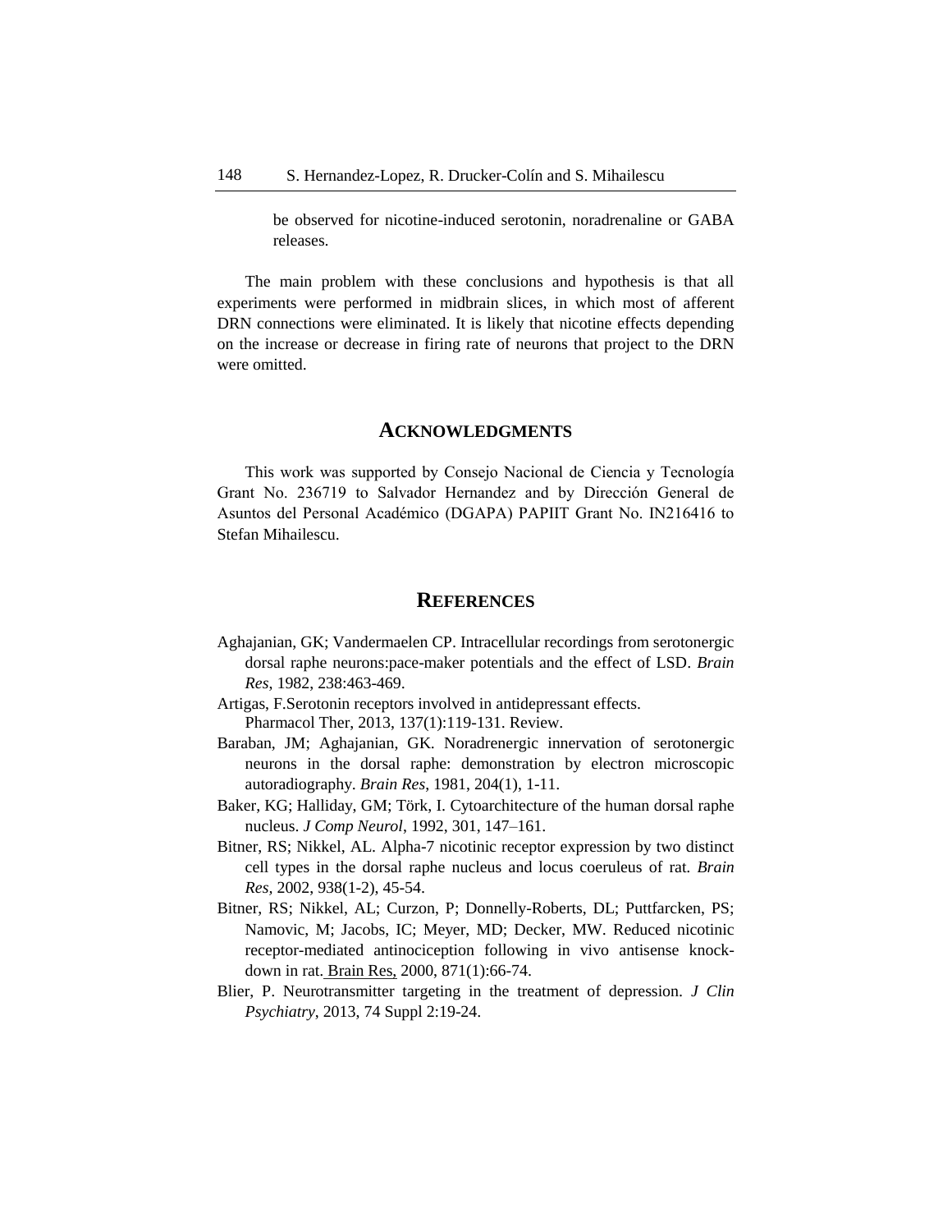be observed for nicotine-induced serotonin, noradrenaline or GABA releases.

The main problem with these conclusions and hypothesis is that all experiments were performed in midbrain slices, in which most of afferent DRN connections were eliminated. It is likely that nicotine effects depending on the increase or decrease in firing rate of neurons that project to the DRN were omitted.

## ACKNOWLEDGMENTS

This work was supported by Consejo Nacional de Ciencia y Tecnología Grant No. 236719 to Salvador Hernandez and by Dirección General de Asuntos del Personal Académico (DGAPA) PAPIIT Grant No. IN216416 to Stefan Mihailescu.

## REFERENCES

Aghajanian, GK; Vandermaelen CP. Intracellular recordings from serotonergic dorsal raphe neurons:pace-maker potentials and the effect of LSD. *Brain Res*, 1982, 238:463-469.

Artigas, F.Serotonin receptors involved in antidepressant effects. Pharmacol Ther, 2013, 137(1):119-131. Review.

Baraban, JM; Aghajanian, GK. Noradrenergic innervation of serotonergic neurons in the dorsal raphe: demonstration by electron microscopic autoradiography. *Brain Res*, 1981, 204(1), 1-11.

Baker, KG; Halliday, GM; Törk, I. Cytoarchitecture of the human dorsal raphe nucleus. *J Comp Neurol*, 1992, 301, 147–161.

Bitner, RS; Nikkel, AL. Alpha-7 nicotinic receptor expression by two distinct cell types in the dorsal raphe nucleus and locus coeruleus of rat. *Brain Res,* 2002, 938(1-2), 45-54.

Bitner, RS; Nikkel, AL; Curzon, P; Donnelly-Roberts, DL; Puttfarcken, PS; Namovic, M; Jacobs, IC; Meyer, MD; Decker, MW. Reduced nicotinic receptor-mediated antinociception following in vivo antisense knock-down in rat. Brain Res, 2000, 871(1):66-74.

Blier, P. Neurotransmitter targeting in the treatment of depression. *J Clin Psychiatry*, 2013, 74 Suppl 2:19-24.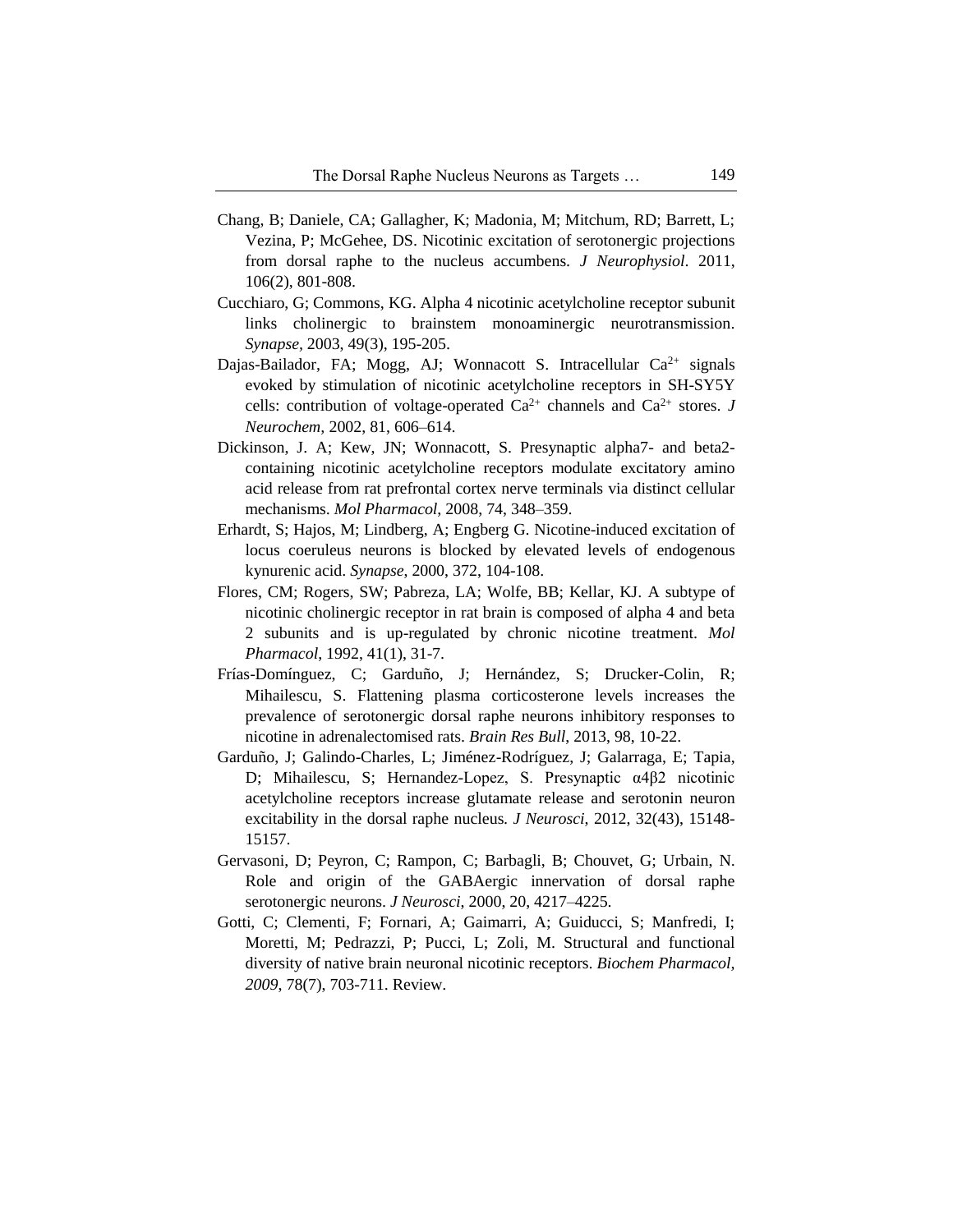Chang, B; Daniele, CA; Gallagher, K; Madonia, M; Mitchum, RD; Barrett, L; Vezina, P; McGehee, DS. Nicotinic excitation of serotonergic projections from dorsal raphe to the nucleus accumbens. *J Neurophysiol*. 2011, 106(2), 801-808.

Cucchiaro, G; Commons, KG. Alpha 4 nicotinic acetylcholine receptor subunit links cholinergic to brainstem monoaminergic neurotransmission. *Synapse,* 2003, 49(3), 195-205.

Dajas-Bailador, FA; Mogg, AJ; Wonnacott S. Intracellular $Ca^{2+}$ signals evoked by stimulation of nicotinic acetylcholine receptors in SH-SY5Y cells: contribution of voltage-operated $Ca^{2+}$ channels and $Ca^{2+}$ stores. *J Neurochem,* 2002, 81, 606–614.

Dickinson, J. A; Kew, JN; Wonnacott, S. Presynaptic alpha7- and beta2-containing nicotinic acetylcholine receptors modulate excitatory amino acid release from rat prefrontal cortex nerve terminals via distinct cellular mechanisms. *Mol Pharmacol*, 2008, 74, 348–359.

Erhardt, S; Hajos, M; Lindberg, A; Engberg G. Nicotine-induced excitation of locus coeruleus neurons is blocked by elevated levels of endogenous kynurenic acid. *Synapse*, 2000, 372, 104-108.

Flores, CM; Rogers, SW; Pabreza, LA; Wolfe, BB; Kellar, KJ. A subtype of nicotinic cholinergic receptor in rat brain is composed of alpha 4 and beta 2 subunits and is up-regulated by chronic nicotine treatment. *Mol Pharmacol*, 1992, 41(1), 31-7.

Frías-Domínguez, C; Garduño, J; Hernández, S; Drucker-Colin, R; Mihailescu, S. Flattening plasma corticosterone levels increases the prevalence of serotonergic dorsal raphe neurons inhibitory responses to nicotine in adrenalectomised rats. *Brain Res Bull*, 2013, 98, 10-22.

Garduño, J; Galindo-Charles, L; Jiménez-Rodríguez, J; Galarraga, E; Tapia, D; Mihailescu, S; Hernandez-Lopez, S. Presynaptic $\alpha 4\beta 2$ nicotinic acetylcholine receptors increase glutamate release and serotonin neuron excitability in the dorsal raphe nucleus*. J Neurosci*, 2012, 32(43), 15148-15157.

Gervasoni, D; Peyron, C; Rampon, C; Barbagli, B; Chouvet, G; Urbain, N. Role and origin of the GABAergic innervation of dorsal raphe serotonergic neurons. *J Neurosci*, 2000, 20, 4217–4225.

Gotti, C; Clementi, F; Fornari, A; Gaimarri, A; Guiducci, S; Manfredi, I; Moretti, M; Pedrazzi, P; Pucci, L; Zoli, M. Structural and functional diversity of native brain neuronal nicotinic receptors. *Biochem Pharmacol, 2009*, 78(7), 703-711. Review.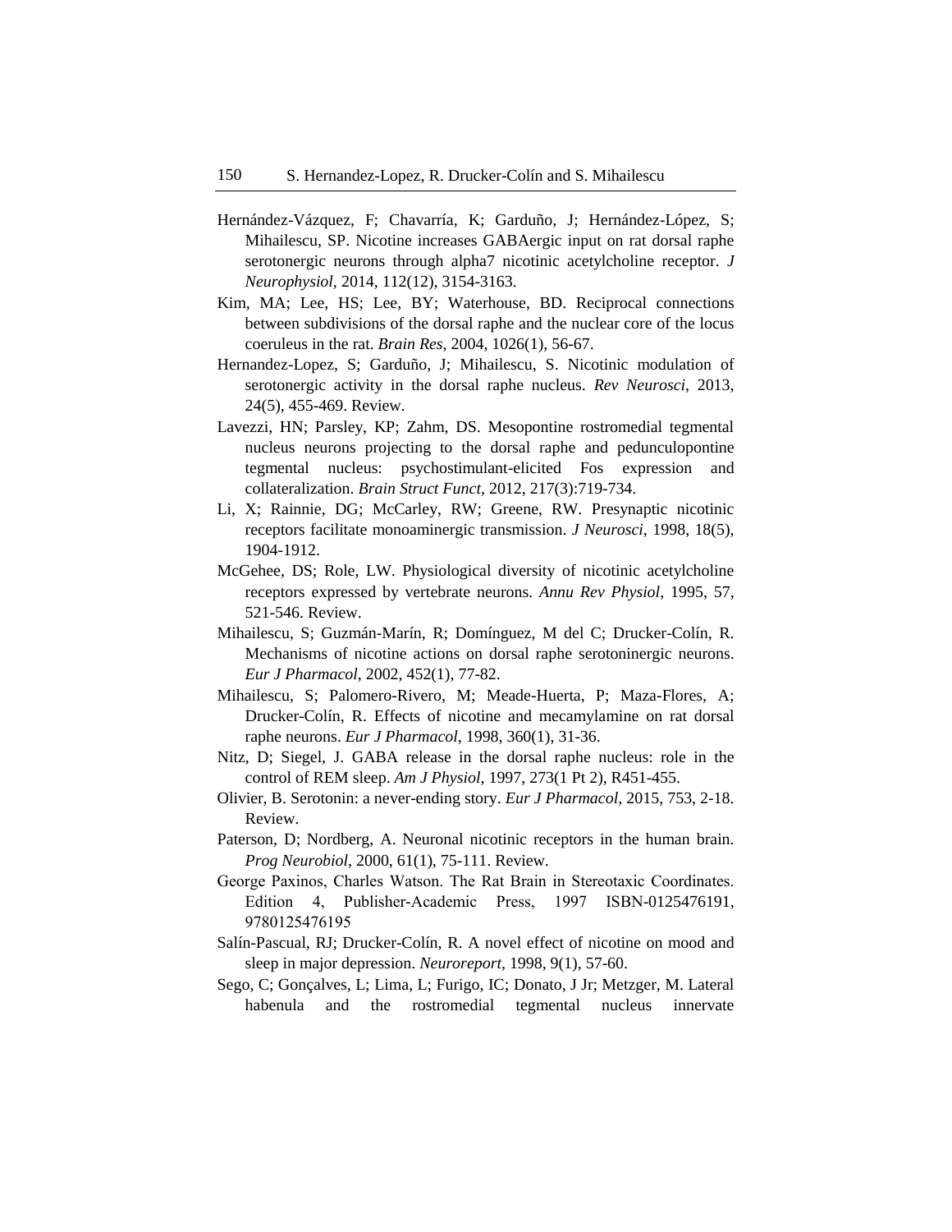Hernández-Vázquez, F; Chavarría, K; Garduño, J; Hernández-López, S; Mihailescu, SP. Nicotine increases GABAergic input on rat dorsal raphe serotonergic neurons through alpha7 nicotinic acetylcholine receptor. *J Neurophysiol*, 2014, 112(12), 3154-3163.

Kim, MA; Lee, HS; Lee, BY; Waterhouse, BD. Reciprocal connections between subdivisions of the dorsal raphe and the nuclear core of the locus coeruleus in the rat. *Brain Res*, 2004, 1026(1), 56-67.

Hernandez-Lopez, S; Garduño, J; Mihailescu, S. Nicotinic modulation of serotonergic activity in the dorsal raphe nucleus. *Rev Neurosci*, 2013, 24(5), 455-469. Review.

Lavezzi, HN; Parsley, KP; Zahm, DS. Mesopontine rostromedial tegmental nucleus neurons projecting to the dorsal raphe and pedunculopontine tegmental nucleus: psychostimulant-elicited Fos expression and collateralization. *Brain Struct Funct*, 2012, 217(3):719-734.

Li, X; Rainnie, DG; McCarley, RW; Greene, RW. Presynaptic nicotinic receptors facilitate monoaminergic transmission. *J Neurosci*, 1998, 18(5), 1904-1912.

McGehee, DS; Role, LW. Physiological diversity of nicotinic acetylcholine receptors expressed by vertebrate neurons. *Annu Rev Physiol*, 1995, 57, 521-546. Review.

Mihailescu, S; Guzmán-Marín, R; Domínguez, M del C; Drucker-Colín, R. Mechanisms of nicotine actions on dorsal raphe serotoninergic neurons. *Eur J Pharmacol*, 2002, 452(1), 77-82.

Mihailescu, S; Palomero-Rivero, M; Meade-Huerta, P; Maza-Flores, A; Drucker-Colín, R. Effects of nicotine and mecamylamine on rat dorsal raphe neurons. *Eur J Pharmacol*, 1998, 360(1), 31-36.

Nitz, D; Siegel, J. GABA release in the dorsal raphe nucleus: role in the control of REM sleep. *Am J Physiol*, 1997, 273(1 Pt 2), R451-455.

Olivier, B. Serotonin: a never-ending story. *Eur J Pharmacol*, 2015, 753, 2-18. Review.

Paterson, D; Nordberg, A. Neuronal nicotinic receptors in the human brain. *Prog Neurobiol*, 2000, 61(1), 75-111. Review.

George Paxinos, Charles Watson. The Rat Brain in Stereotaxic Coordinates. Edition 4, Publisher-Academic Press, 1997 ISBN-0125476191, 9780125476195

Salín-Pascual, RJ; Drucker-Colín, R. A novel effect of nicotine on mood and sleep in major depression. *Neuroreport*, 1998, 9(1), 57-60.

Sego, C; Gonçalves, L; Lima, L; Furigo, IC; Donato, J Jr; Metzger, M. Lateral habenula and the rostromedial tegmental nucleus innervate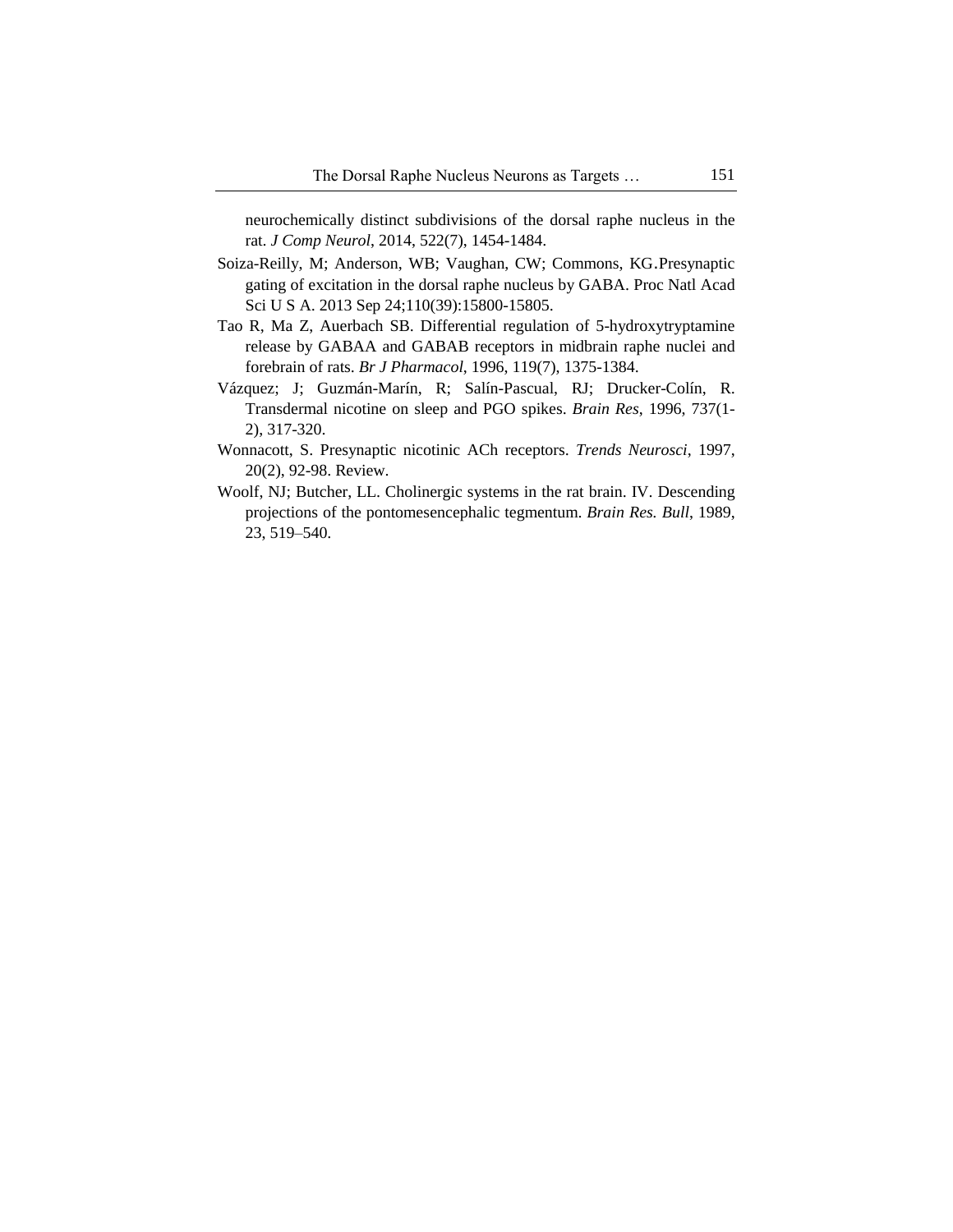neurochemically distinct subdivisions of the dorsal raphe nucleus in the rat. *J Comp Neurol*, 2014, 522(7), 1454-1484.

Soiza-Reilly, M; Anderson, WB; Vaughan, CW; Commons, KG.Presynaptic gating of excitation in the dorsal raphe nucleus by GABA. Proc Natl Acad Sci U S A. 2013 Sep 24;110(39):15800-15805.

Tao R, Ma Z, Auerbach SB. Differential regulation of 5-hydroxytryptamine release by GABAA and GABAB receptors in midbrain raphe nuclei and forebrain of rats. *Br J Pharmacol*, 1996, 119(7), 1375-1384.

Vázquez; J; Guzmán-Marín, R; Salín-Pascual, RJ; Drucker-Colín, R. Transdermal nicotine on sleep and PGO spikes. *Brain Res*, 1996, 737(1-2), 317-320.

Wonnacott, S. Presynaptic nicotinic ACh receptors. *Trends Neurosci*, 1997, 20(2), 92-98. Review.

Woolf, NJ; Butcher, LL. Cholinergic systems in the rat brain. IV. Descending projections of the pontomesencephalic tegmentum. *Brain Res. Bull*, 1989, 23, 519–540.